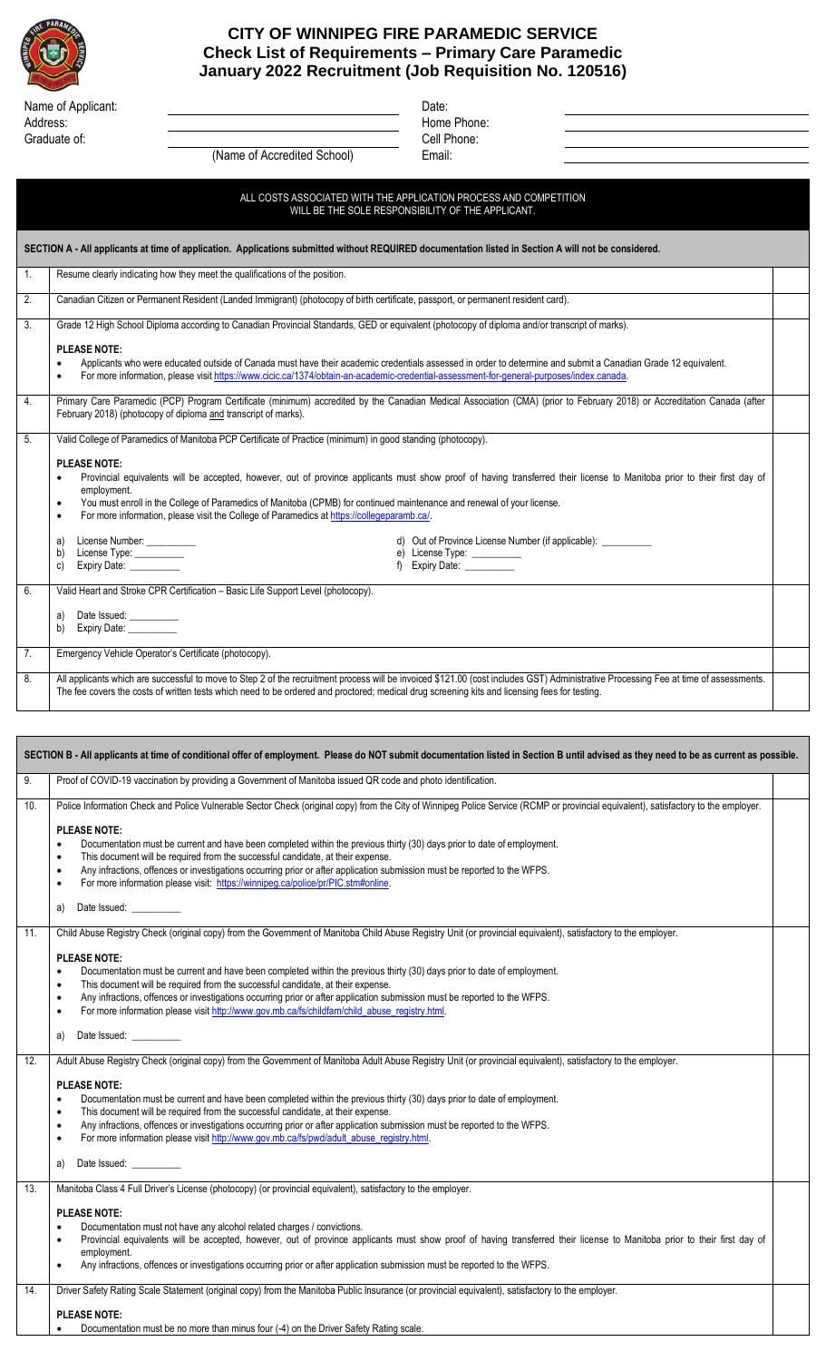# CITY OF WINNIPEG FIRE PARAMEDIC SERVICE
## Check List of Requirements – Primary Care Paramedic
## January 2022 Recruitment (Job Requisition No. 120516)

| | | | |
|---|---|---|---|
| Name of Applicant: | | Date: | |
| Address: | | Home Phone: | |
| Graduate of: | (Name of Accredited School) | Cell Phone: | |
| | | Email: | |

**ALL COSTS ASSOCIATED WITH THE APPLICATION PROCESS AND COMPETITION WILL BE THE SOLE RESPONSIBILITY OF THE APPLICANT.**

**SECTION A - All applicants at time of application. Applications submitted without REQUIRED documentation listed in Section A will not be considered.**

1. Resume clearly indicating how they meet the qualifications of the position.

2. Canadian Citizen or Permanent Resident (Landed Immigrant) (photocopy of birth certificate, passport, or permanent resident card).

3. Grade 12 High School Diploma according to Canadian Provincial Standards, GED or equivalent (photocopy of diploma and/or transcript of marks).

   **PLEASE NOTE:**
   - Applicants who were educated outside of Canada must have their academic credentials assessed in order to determine and submit a Canadian Grade 12 equivalent.
   - For more information, please visit https://www.cicic.ca/1374/obtain-an-academic-credential-assessment-for-general-purposes/index.canada.

4. Primary Care Paramedic (PCP) Program Certificate (minimum) accredited by the Canadian Medical Association (CMA) (prior to February 2018) or Accreditation Canada (after February 2018) (photocopy of diploma and transcript of marks).

5. Valid College of Paramedics of Manitoba PCP Certificate of Practice (minimum) in good standing (photocopy).

   **PLEASE NOTE:**
   - Provincial equivalents will be accepted, however, out of province applicants must show proof of having transferred their license to Manitoba prior to their first day of employment.
   - You must enroll in the College of Paramedics of Manitoba (CPMB) for continued maintenance and renewal of your license.
   - For more information, please visit the College of Paramedics at https://collegeparamb.ca/.

   a) License Number: __________
   b) License Type: __________
   c) Expiry Date: __________
   d) Out of Province License Number (if applicable): __________
   e) License Type: __________
   f) Expiry Date: __________

6. Valid Heart and Stroke CPR Certification – Basic Life Support Level (photocopy).

   a) Date Issued: __________
   b) Expiry Date: __________

7. Emergency Vehicle Operator's Certificate (photocopy).

8. All applicants which are successful to move to Step 2 of the recruitment process will be invoiced $121.00 (cost includes GST) Administrative Processing Fee at time of assessments. The fee covers the costs of written tests which need to be ordered and proctored; medical drug screening kits and licensing fees for testing.

**SECTION B - All applicants at time of conditional offer of employment. Please do NOT submit documentation listed in Section B until advised as they need to be as current as possible.**

9. Proof of COVID-19 vaccination by providing a Government of Manitoba issued QR code and photo identification.

10. Police Information Check and Police Vulnerable Sector Check (original copy) from the City of Winnipeg Police Service (RCMP or provincial equivalent), satisfactory to the employer.

    **PLEASE NOTE:**
    - Documentation must be current and have been completed within the previous thirty (30) days prior to date of employment.
    - This document will be required from the successful candidate, at their expense.
    - Any infractions, offences or investigations occurring prior or after application submission must be reported to the WFPS.
    - For more information please visit: https://winnipeg.ca/police/pr/PIC.stm#online.

    a) Date Issued: __________

11. Child Abuse Registry Check (original copy) from the Government of Manitoba Child Abuse Registry Unit (or provincial equivalent), satisfactory to the employer.

    **PLEASE NOTE:**
    - Documentation must be current and have been completed within the previous thirty (30) days prior to date of employment.
    - This document will be required from the successful candidate, at their expense.
    - Any infractions, offences or investigations occurring prior or after application submission must be reported to the WFPS.
    - For more information please visit http://www.gov.mb.ca/fs/childfam/child_abuse_registry.html.

    a) Date Issued: __________

12. Adult Abuse Registry Check (original copy) from the Government of Manitoba Adult Abuse Registry Unit (or provincial equivalent), satisfactory to the employer.

    **PLEASE NOTE:**
    - Documentation must be current and have been completed within the previous thirty (30) days prior to date of employment.
    - This document will be required from the successful candidate, at their expense.
    - Any infractions, offences or investigations occurring prior or after application submission must be reported to the WFPS.
    - For more information please visit http://www.gov.mb.ca/fs/pwd/adult_abuse_registry.html.

    a) Date Issued: __________

13. Manitoba Class 4 Full Driver's License (photocopy) (or provincial equivalent), satisfactory to the employer.

    **PLEASE NOTE:**
    - Documentation must not have any alcohol related charges / convictions.
    - Provincial equivalents will be accepted, however, out of province applicants must show proof of having transferred their license to Manitoba prior to their first day of employment.
    - Any infractions, offences or investigations occurring prior or after application submission must be reported to the WFPS.

14. Driver Safety Rating Scale Statement (original copy) from the Manitoba Public Insurance (or provincial equivalent), satisfactory to the employer.

    **PLEASE NOTE:**
    - Documentation must be no more than minus four (-4) on the Driver Safety Rating scale.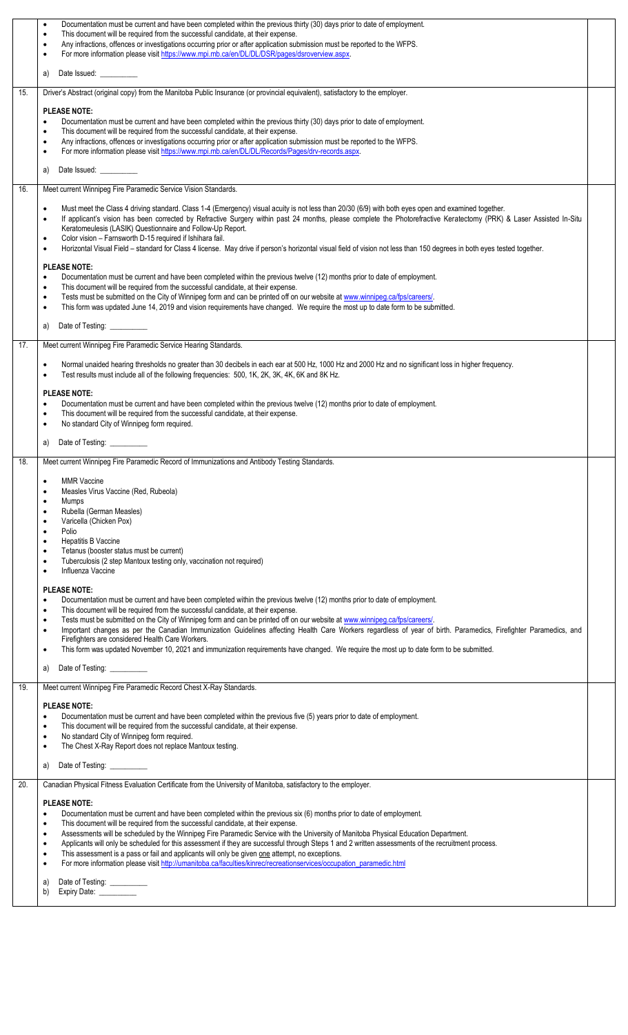| | | |
|---|---|---|
| | • Documentation must be current and have been completed within the previous thirty (30) days prior to date of employment.<br>• This document will be required from the successful candidate, at their expense.<br>• Any infractions, offences or investigations occurring prior or after application submission must be reported to the WFPS.<br>• For more information please visit https://www.mpi.mb.ca/en/DL/DL/DSR/pages/dsroverview.aspx.<br><br>a) Date Issued: __________ | |
| 15. | Driver's Abstract (original copy) from the Manitoba Public Insurance (or provincial equivalent), satisfactory to the employer.<br><br>**PLEASE NOTE:**<br>• Documentation must be current and have been completed within the previous thirty (30) days prior to date of employment.<br>• This document will be required from the successful candidate, at their expense.<br>• Any infractions, offences or investigations occurring prior or after application submission must be reported to the WFPS.<br>• For more information please visit https://www.mpi.mb.ca/en/DL/DL/Records/Pages/drv-records.aspx.<br><br>a) Date Issued: __________ | |
| 16. | Meet current Winnipeg Fire Paramedic Service Vision Standards.<br><br>• Must meet the Class 4 driving standard. Class 1-4 (Emergency) visual acuity is not less than 20/30 (6/9) with both eyes open and examined together.<br>• If applicant's vision has been corrected by Refractive Surgery within past 24 months, please complete the Photorefractive Keratectomy (PRK) & Laser Assisted In-Situ Keratomeulesis (LASIK) Questionnaire and Follow-Up Report.<br>• Color vision – Farnsworth D-15 required if Ishihara fail.<br>• Horizontal Visual Field – standard for Class 4 license. May drive if person's horizontal visual field of vision not less than 150 degrees in both eyes tested together.<br><br>**PLEASE NOTE:**<br>• Documentation must be current and have been completed within the previous twelve (12) months prior to date of employment.<br>• This document will be required from the successful candidate, at their expense.<br>• Tests must be submitted on the City of Winnipeg form and can be printed off on our website at www.winnipeg.ca/fps/careers/.<br>• This form was updated June 14, 2019 and vision requirements have changed. We require the most up to date form to be submitted.<br><br>a) Date of Testing: __________ | |
| 17. | Meet current Winnipeg Fire Paramedic Service Hearing Standards.<br><br>• Normal unaided hearing thresholds no greater than 30 decibels in each ear at 500 Hz, 1000 Hz and 2000 Hz and no significant loss in higher frequency.<br>• Test results must include all of the following frequencies: 500, 1K, 2K, 3K, 4K, 6K and 8K Hz.<br><br>**PLEASE NOTE:**<br>• Documentation must be current and have been completed within the previous twelve (12) months prior to date of employment.<br>• This document will be required from the successful candidate, at their expense.<br>• No standard City of Winnipeg form required.<br><br>a) Date of Testing: __________ | |
| 18. | Meet current Winnipeg Fire Paramedic Record of Immunizations and Antibody Testing Standards.<br><br>• MMR Vaccine<br>• Measles Virus Vaccine (Red, Rubeola)<br>• Mumps<br>• Rubella (German Measles)<br>• Varicella (Chicken Pox)<br>• Polio<br>• Hepatitis B Vaccine<br>• Tetanus (booster status must be current)<br>• Tuberculosis (2 step Mantoux testing only, vaccination not required)<br>• Influenza Vaccine<br><br>**PLEASE NOTE:**<br>• Documentation must be current and have been completed within the previous twelve (12) months prior to date of employment.<br>• This document will be required from the successful candidate, at their expense.<br>• Tests must be submitted on the City of Winnipeg form and can be printed off on our website at www.winnipeg.ca/fps/careers/.<br>• Important changes as per the Canadian Immunization Guidelines affecting Health Care Workers regardless of year of birth. Paramedics, Firefighter Paramedics, and Firefighters are considered Health Care Workers.<br>• This form was updated November 10, 2021 and immunization requirements have changed. We require the most up to date form to be submitted.<br><br>a) Date of Testing: __________ | |
| 19. | Meet current Winnipeg Fire Paramedic Record Chest X-Ray Standards.<br><br>**PLEASE NOTE:**<br>• Documentation must be current and have been completed within the previous five (5) years prior to date of employment.<br>• This document will be required from the successful candidate, at their expense.<br>• No standard City of Winnipeg form required.<br>• The Chest X-Ray Report does not replace Mantoux testing.<br><br>a) Date of Testing: __________ | |
| 20. | Canadian Physical Fitness Evaluation Certificate from the University of Manitoba, satisfactory to the employer.<br><br>**PLEASE NOTE:**<br>• Documentation must be current and have been completed within the previous six (6) months prior to date of employment.<br>• This document will be required from the successful candidate, at their expense.<br>• Assessments will be scheduled by the Winnipeg Fire Paramedic Service with the University of Manitoba Physical Education Department.<br>• Applicants will only be scheduled for this assessment if they are successful through Steps 1 and 2 written assessments of the recruitment process.<br>• This assessment is a pass or fail and applicants will only be given one attempt, no exceptions.<br>• For more information please visit http://umanitoba.ca/faculties/kinrec/recreationservices/occupation_paramedic.html<br><br>a) Date of Testing: __________<br>b) Expiry Date: __________ | |